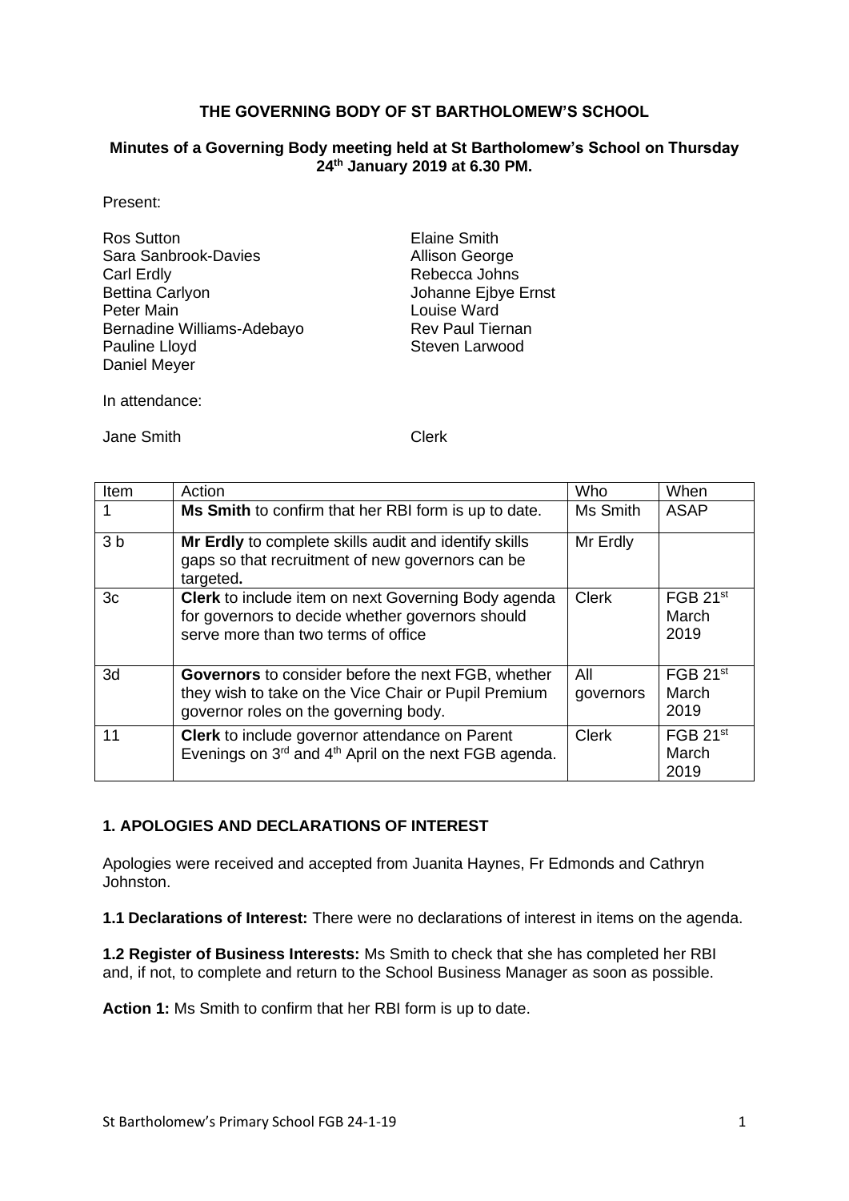**THE GOVERNING BODY OF ST BARTHOLOMEW'S SCHOOL**

**Minutes of a Governing Body meeting held at St Bartholomew's School on Thursday 24th January 2019 at 6.30 PM.**

Present:

Ros Sutton
Sara Sanbrook-Davies
Carl Erdly
Bettina Carlyon
Peter Main
Bernadine Williams-Adebayo
Pauline Lloyd
Daniel Meyer
Elaine Smith
Allison George
Rebecca Johns
Johanne Ejbye Ernst
Louise Ward
Rev Paul Tiernan
Steven Larwood

In attendance:

Jane Smith — Clerk

| Item | Action | Who | When |
|---|---|---|---|
| 1 | **Ms Smith** to confirm that her RBI form is up to date. | Ms Smith | ASAP |
| 3 b | **Mr Erdly** to complete skills audit and identify skills gaps so that recruitment of new governors can be targeted**.** | Mr Erdly | |
| 3c | **Clerk** to include item on next Governing Body agenda for governors to decide whether governors should serve more than two terms of office | Clerk | FGB 21st March 2019 |
| 3d | **Governors** to consider before the next FGB, whether they wish to take on the Vice Chair or Pupil Premium governor roles on the governing body. | All governors | FGB 21st March 2019 |
| 11 | **Clerk** to include governor attendance on Parent Evenings on 3rd and 4th April on the next FGB agenda. | Clerk | FGB 21st March 2019 |

## 1. APOLOGIES AND DECLARATIONS OF INTEREST

Apologies were received and accepted from Juanita Haynes, Fr Edmonds and Cathryn Johnston.

**1.1 Declarations of Interest:** There were no declarations of interest in items on the agenda.

**1.2 Register of Business Interests:** Ms Smith to check that she has completed her RBI and, if not, to complete and return to the School Business Manager as soon as possible.

**Action 1:** Ms Smith to confirm that her RBI form is up to date.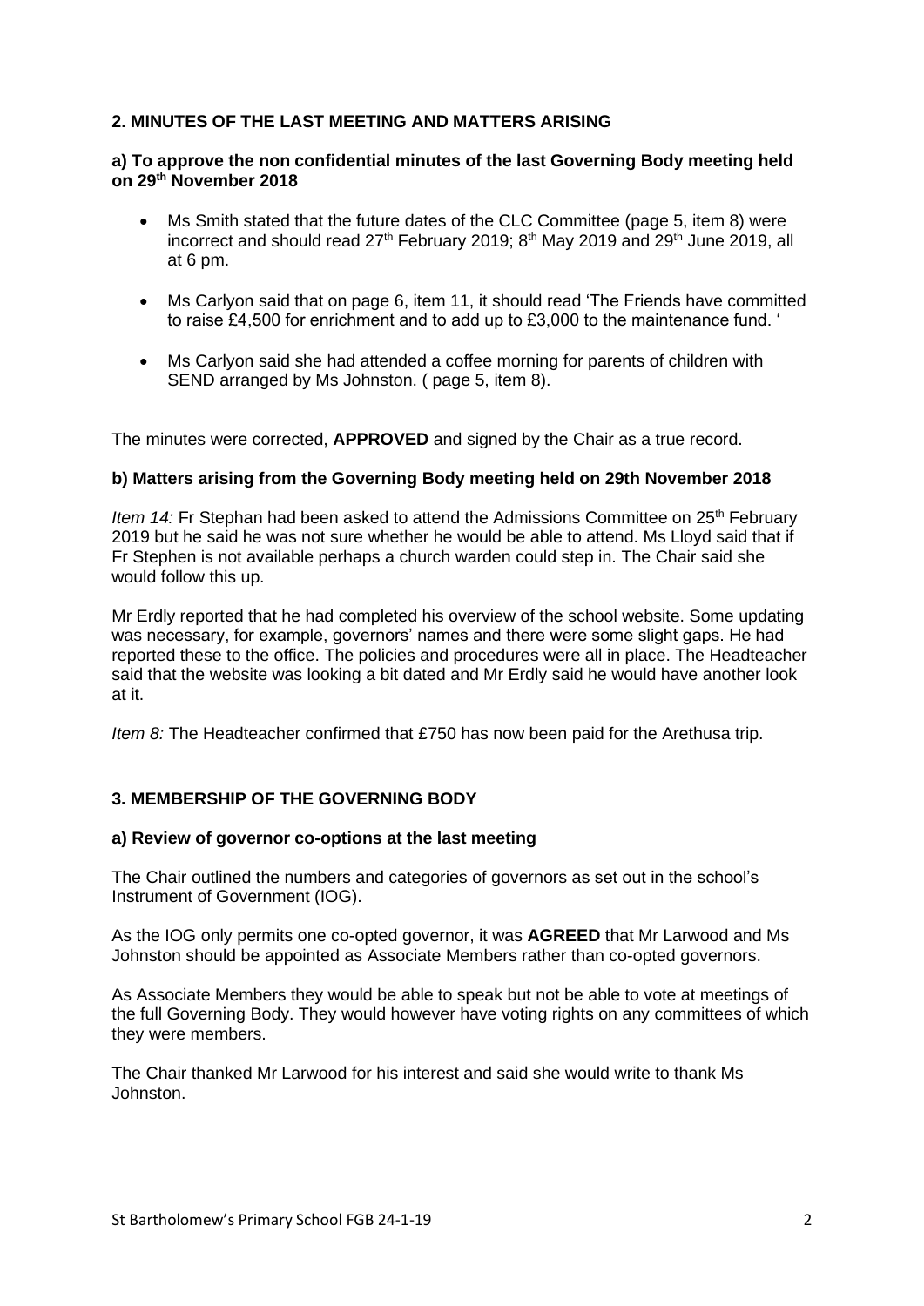## 2. MINUTES OF THE LAST MEETING AND MATTERS ARISING

### a) To approve the non confidential minutes of the last Governing Body meeting held on 29th November 2018

- Ms Smith stated that the future dates of the CLC Committee (page 5, item 8) were incorrect and should read 27th February 2019; 8th May 2019 and 29th June 2019, all at 6 pm.
- Ms Carlyon said that on page 6, item 11, it should read 'The Friends have committed to raise £4,500 for enrichment and to add up to £3,000 to the maintenance fund. '
- Ms Carlyon said she had attended a coffee morning for parents of children with SEND arranged by Ms Johnston. ( page 5, item 8).

The minutes were corrected, **APPROVED** and signed by the Chair as a true record.

### b) Matters arising from the Governing Body meeting held on 29th November 2018

*Item 14:* Fr Stephan had been asked to attend the Admissions Committee on 25th February 2019 but he said he was not sure whether he would be able to attend. Ms Lloyd said that if Fr Stephen is not available perhaps a church warden could step in. The Chair said she would follow this up.

Mr Erdly reported that he had completed his overview of the school website. Some updating was necessary, for example, governors' names and there were some slight gaps. He had reported these to the office. The policies and procedures were all in place. The Headteacher said that the website was looking a bit dated and Mr Erdly said he would have another look at it.

*Item 8:* The Headteacher confirmed that £750 has now been paid for the Arethusa trip.

## 3. MEMBERSHIP OF THE GOVERNING BODY

### a) Review of governor co-options at the last meeting

The Chair outlined the numbers and categories of governors as set out in the school's Instrument of Government (IOG).

As the IOG only permits one co-opted governor, it was **AGREED** that Mr Larwood and Ms Johnston should be appointed as Associate Members rather than co-opted governors.

As Associate Members they would be able to speak but not be able to vote at meetings of the full Governing Body. They would however have voting rights on any committees of which they were members.

The Chair thanked Mr Larwood for his interest and said she would write to thank Ms Johnston.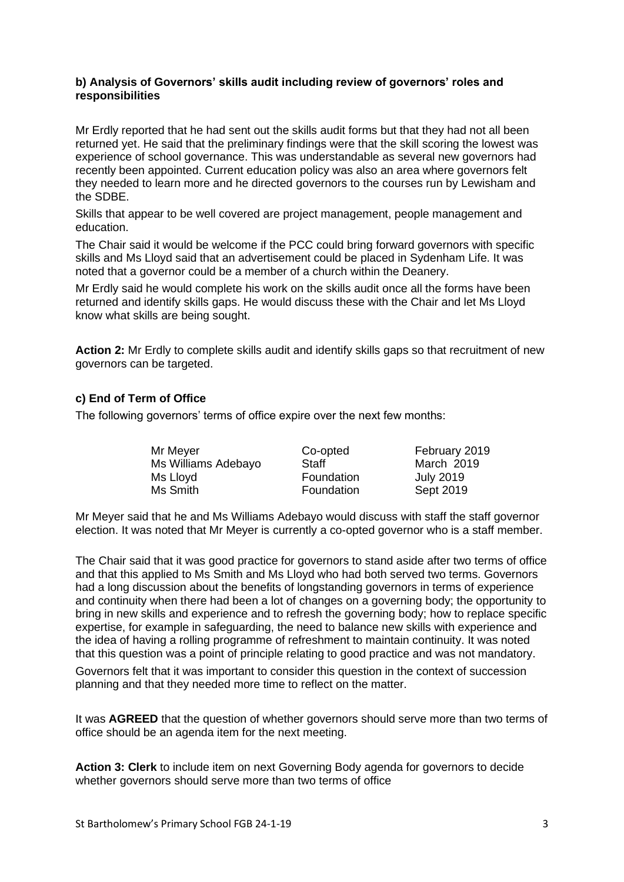### b) Analysis of Governors' skills audit including review of governors' roles and responsibilities

Mr Erdly reported that he had sent out the skills audit forms but that they had not all been returned yet. He said that the preliminary findings were that the skill scoring the lowest was experience of school governance. This was understandable as several new governors had recently been appointed. Current education policy was also an area where governors felt they needed to learn more and he directed governors to the courses run by Lewisham and the SDBE.

Skills that appear to be well covered are project management, people management and education.

The Chair said it would be welcome if the PCC could bring forward governors with specific skills and Ms Lloyd said that an advertisement could be placed in Sydenham Life. It was noted that a governor could be a member of a church within the Deanery.

Mr Erdly said he would complete his work on the skills audit once all the forms have been returned and identify skills gaps. He would discuss these with the Chair and let Ms Lloyd know what skills are being sought.

**Action 2:** Mr Erdly to complete skills audit and identify skills gaps so that recruitment of new governors can be targeted.

### c) End of Term of Office

The following governors' terms of office expire over the next few months:

| | | |
|---|---|---|
| Mr Meyer | Co-opted | February 2019 |
| Ms Williams Adebayo | Staff | March 2019 |
| Ms Lloyd | Foundation | July 2019 |
| Ms Smith | Foundation | Sept 2019 |

Mr Meyer said that he and Ms Williams Adebayo would discuss with staff the staff governor election. It was noted that Mr Meyer is currently a co-opted governor who is a staff member.

The Chair said that it was good practice for governors to stand aside after two terms of office and that this applied to Ms Smith and Ms Lloyd who had both served two terms. Governors had a long discussion about the benefits of longstanding governors in terms of experience and continuity when there had been a lot of changes on a governing body; the opportunity to bring in new skills and experience and to refresh the governing body; how to replace specific expertise, for example in safeguarding, the need to balance new skills with experience and the idea of having a rolling programme of refreshment to maintain continuity. It was noted that this question was a point of principle relating to good practice and was not mandatory.

Governors felt that it was important to consider this question in the context of succession planning and that they needed more time to reflect on the matter.

It was **AGREED** that the question of whether governors should serve more than two terms of office should be an agenda item for the next meeting.

**Action 3: Clerk** to include item on next Governing Body agenda for governors to decide whether governors should serve more than two terms of office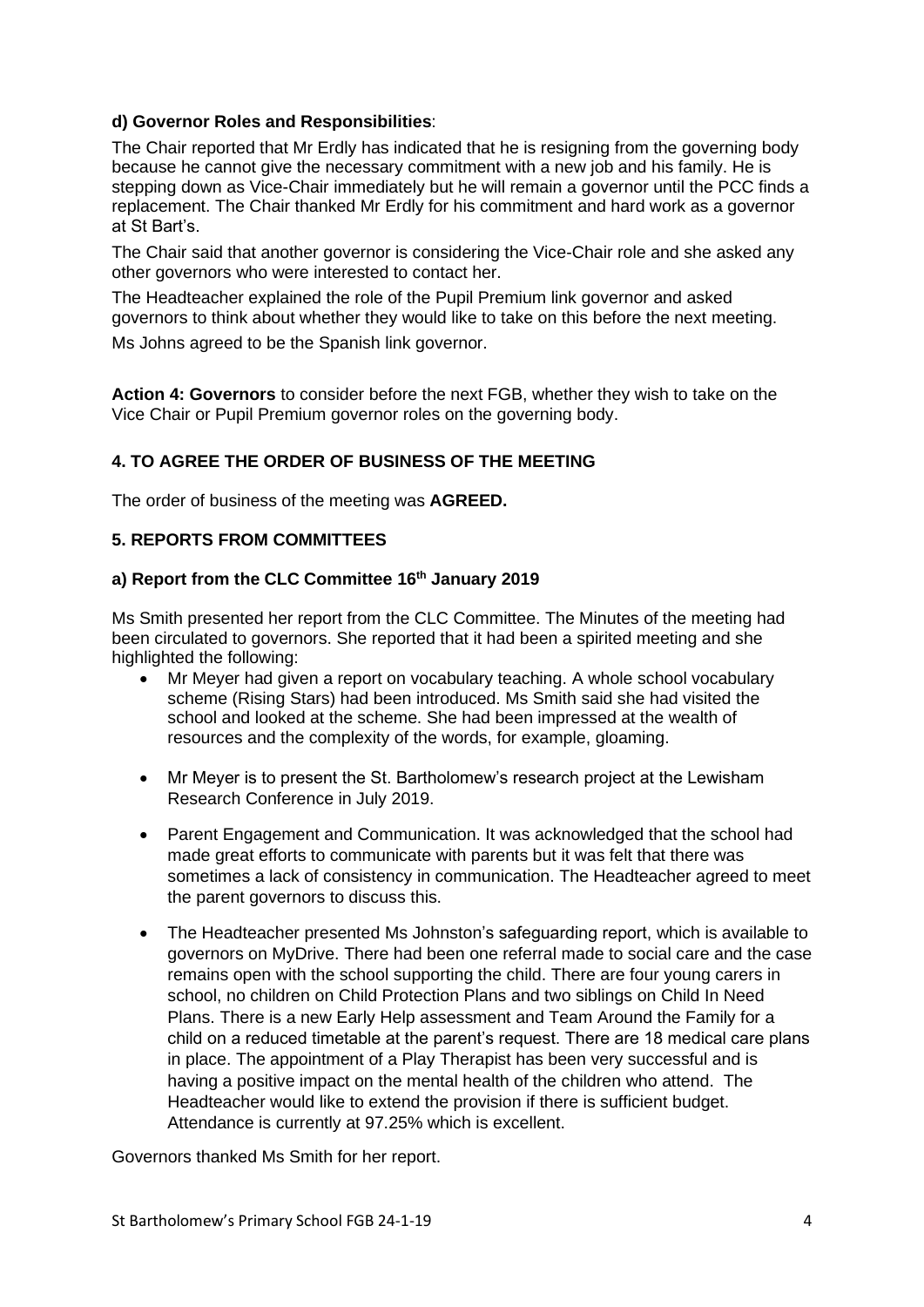**d) Governor Roles and Responsibilities**:

The Chair reported that Mr Erdly has indicated that he is resigning from the governing body because he cannot give the necessary commitment with a new job and his family. He is stepping down as Vice-Chair immediately but he will remain a governor until the PCC finds a replacement. The Chair thanked Mr Erdly for his commitment and hard work as a governor at St Bart's.

The Chair said that another governor is considering the Vice-Chair role and she asked any other governors who were interested to contact her.

The Headteacher explained the role of the Pupil Premium link governor and asked governors to think about whether they would like to take on this before the next meeting.

Ms Johns agreed to be the Spanish link governor.

**Action 4: Governors** to consider before the next FGB, whether they wish to take on the Vice Chair or Pupil Premium governor roles on the governing body.

**4. TO AGREE THE ORDER OF BUSINESS OF THE MEETING**

The order of business of the meeting was **AGREED.**

**5. REPORTS FROM COMMITTEES**

**a) Report from the CLC Committee 16th January 2019**

Ms Smith presented her report from the CLC Committee. The Minutes of the meeting had been circulated to governors. She reported that it had been a spirited meeting and she highlighted the following:

- Mr Meyer had given a report on vocabulary teaching. A whole school vocabulary scheme (Rising Stars) had been introduced. Ms Smith said she had visited the school and looked at the scheme. She had been impressed at the wealth of resources and the complexity of the words, for example, gloaming.

- Mr Meyer is to present the St. Bartholomew's research project at the Lewisham Research Conference in July 2019.

- Parent Engagement and Communication. It was acknowledged that the school had made great efforts to communicate with parents but it was felt that there was sometimes a lack of consistency in communication. The Headteacher agreed to meet the parent governors to discuss this.

- The Headteacher presented Ms Johnston's safeguarding report, which is available to governors on MyDrive. There had been one referral made to social care and the case remains open with the school supporting the child. There are four young carers in school, no children on Child Protection Plans and two siblings on Child In Need Plans. There is a new Early Help assessment and Team Around the Family for a child on a reduced timetable at the parent's request. There are 18 medical care plans in place. The appointment of a Play Therapist has been very successful and is having a positive impact on the mental health of the children who attend. The Headteacher would like to extend the provision if there is sufficient budget. Attendance is currently at 97.25% which is excellent.

Governors thanked Ms Smith for her report.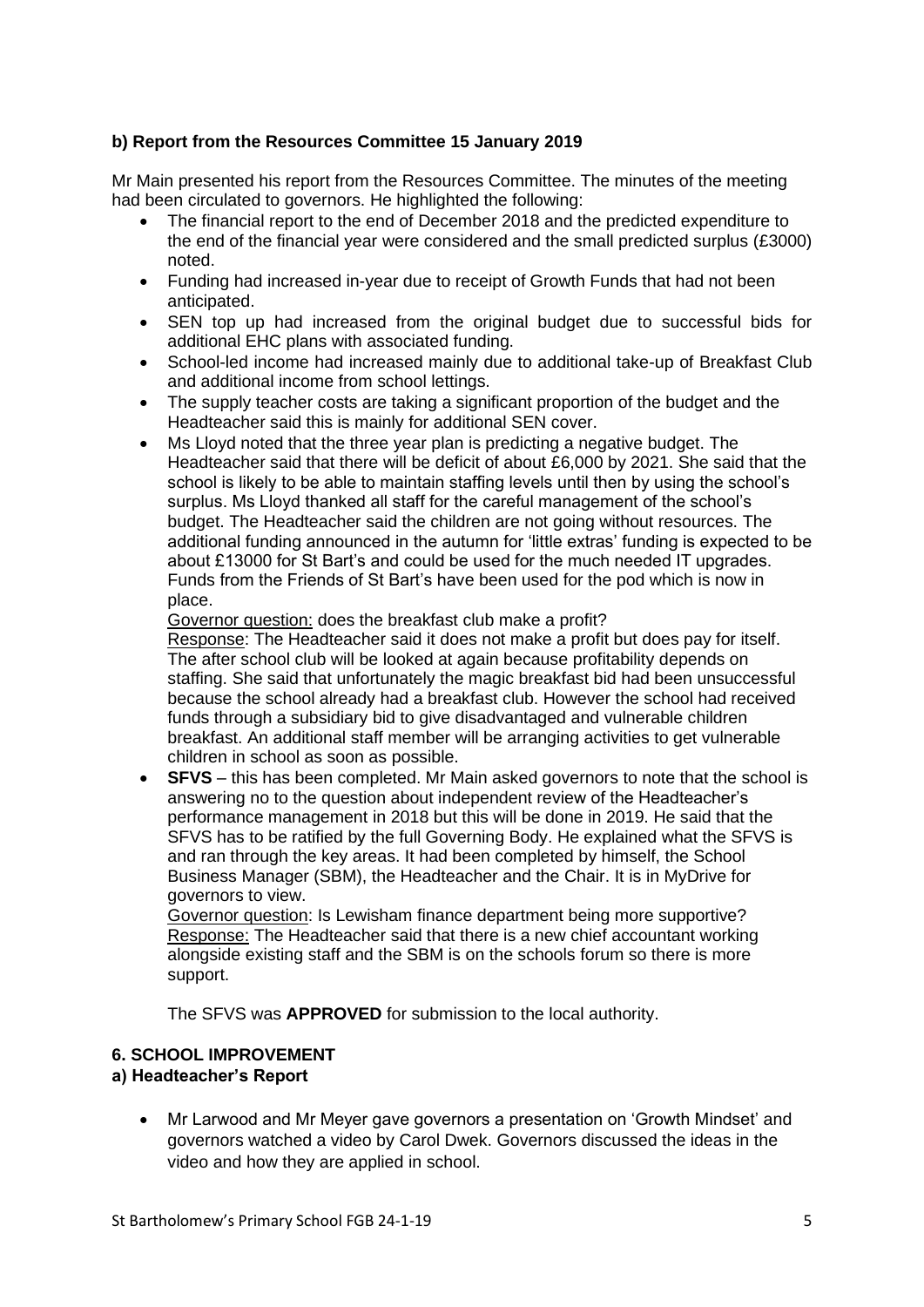**b) Report from the Resources Committee 15 January 2019**

Mr Main presented his report from the Resources Committee. The minutes of the meeting had been circulated to governors. He highlighted the following:

- The financial report to the end of December 2018 and the predicted expenditure to the end of the financial year were considered and the small predicted surplus (£3000) noted.
- Funding had increased in-year due to receipt of Growth Funds that had not been anticipated.
- SEN top up had increased from the original budget due to successful bids for additional EHC plans with associated funding.
- School-led income had increased mainly due to additional take-up of Breakfast Club and additional income from school lettings.
- The supply teacher costs are taking a significant proportion of the budget and the Headteacher said this is mainly for additional SEN cover.
- Ms Lloyd noted that the three year plan is predicting a negative budget. The Headteacher said that there will be deficit of about £6,000 by 2021. She said that the school is likely to be able to maintain staffing levels until then by using the school's surplus. Ms Lloyd thanked all staff for the careful management of the school's budget. The Headteacher said the children are not going without resources. The additional funding announced in the autumn for 'little extras' funding is expected to be about £13000 for St Bart's and could be used for the much needed IT upgrades. Funds from the Friends of St Bart's have been used for the pod which is now in place.

  Governor question: does the breakfast club make a profit?

  Response: The Headteacher said it does not make a profit but does pay for itself. The after school club will be looked at again because profitability depends on staffing. She said that unfortunately the magic breakfast bid had been unsuccessful because the school already had a breakfast club. However the school had received funds through a subsidiary bid to give disadvantaged and vulnerable children breakfast. An additional staff member will be arranging activities to get vulnerable children in school as soon as possible.
- **SFVS** – this has been completed. Mr Main asked governors to note that the school is answering no to the question about independent review of the Headteacher's performance management in 2018 but this will be done in 2019. He said that the SFVS has to be ratified by the full Governing Body. He explained what the SFVS is and ran through the key areas. It had been completed by himself, the School Business Manager (SBM), the Headteacher and the Chair. It is in MyDrive for governors to view.

  Governor question: Is Lewisham finance department being more supportive?

  Response: The Headteacher said that there is a new chief accountant working alongside existing staff and the SBM is on the schools forum so there is more support.

  The SFVS was **APPROVED** for submission to the local authority.

**6. SCHOOL IMPROVEMENT**

**a) Headteacher's Report**

- Mr Larwood and Mr Meyer gave governors a presentation on 'Growth Mindset' and governors watched a video by Carol Dwek. Governors discussed the ideas in the video and how they are applied in school.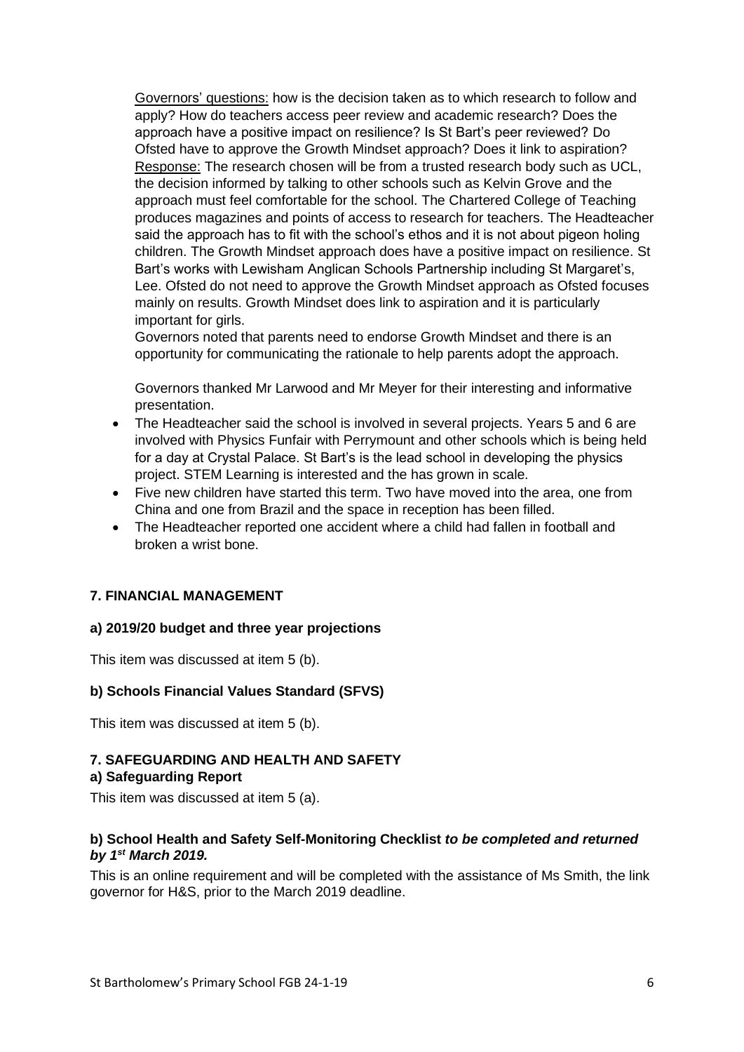Governors' questions: how is the decision taken as to which research to follow and apply? How do teachers access peer review and academic research? Does the approach have a positive impact on resilience? Is St Bart's peer reviewed? Do Ofsted have to approve the Growth Mindset approach? Does it link to aspiration?
Response: The research chosen will be from a trusted research body such as UCL, the decision informed by talking to other schools such as Kelvin Grove and the approach must feel comfortable for the school. The Chartered College of Teaching produces magazines and points of access to research for teachers. The Headteacher said the approach has to fit with the school's ethos and it is not about pigeon holing children. The Growth Mindset approach does have a positive impact on resilience. St Bart's works with Lewisham Anglican Schools Partnership including St Margaret's, Lee. Ofsted do not need to approve the Growth Mindset approach as Ofsted focuses mainly on results. Growth Mindset does link to aspiration and it is particularly important for girls.
Governors noted that parents need to endorse Growth Mindset and there is an opportunity for communicating the rationale to help parents adopt the approach.

Governors thanked Mr Larwood and Mr Meyer for their interesting and informative presentation.

- The Headteacher said the school is involved in several projects. Years 5 and 6 are involved with Physics Funfair with Perrymount and other schools which is being held for a day at Crystal Palace. St Bart's is the lead school in developing the physics project. STEM Learning is interested and the has grown in scale.
- Five new children have started this term. Two have moved into the area, one from China and one from Brazil and the space in reception has been filled.
- The Headteacher reported one accident where a child had fallen in football and broken a wrist bone.

### 7. FINANCIAL MANAGEMENT

#### a) 2019/20 budget and three year projections

This item was discussed at item 5 (b).

#### b) Schools Financial Values Standard (SFVS)

This item was discussed at item 5 (b).

### 7. SAFEGUARDING AND HEALTH AND SAFETY

#### a) Safeguarding Report

This item was discussed at item 5 (a).

#### b) School Health and Safety Self-Monitoring Checklist *to be completed and returned by 1st March 2019.*

This is an online requirement and will be completed with the assistance of Ms Smith, the link governor for H&S, prior to the March 2019 deadline.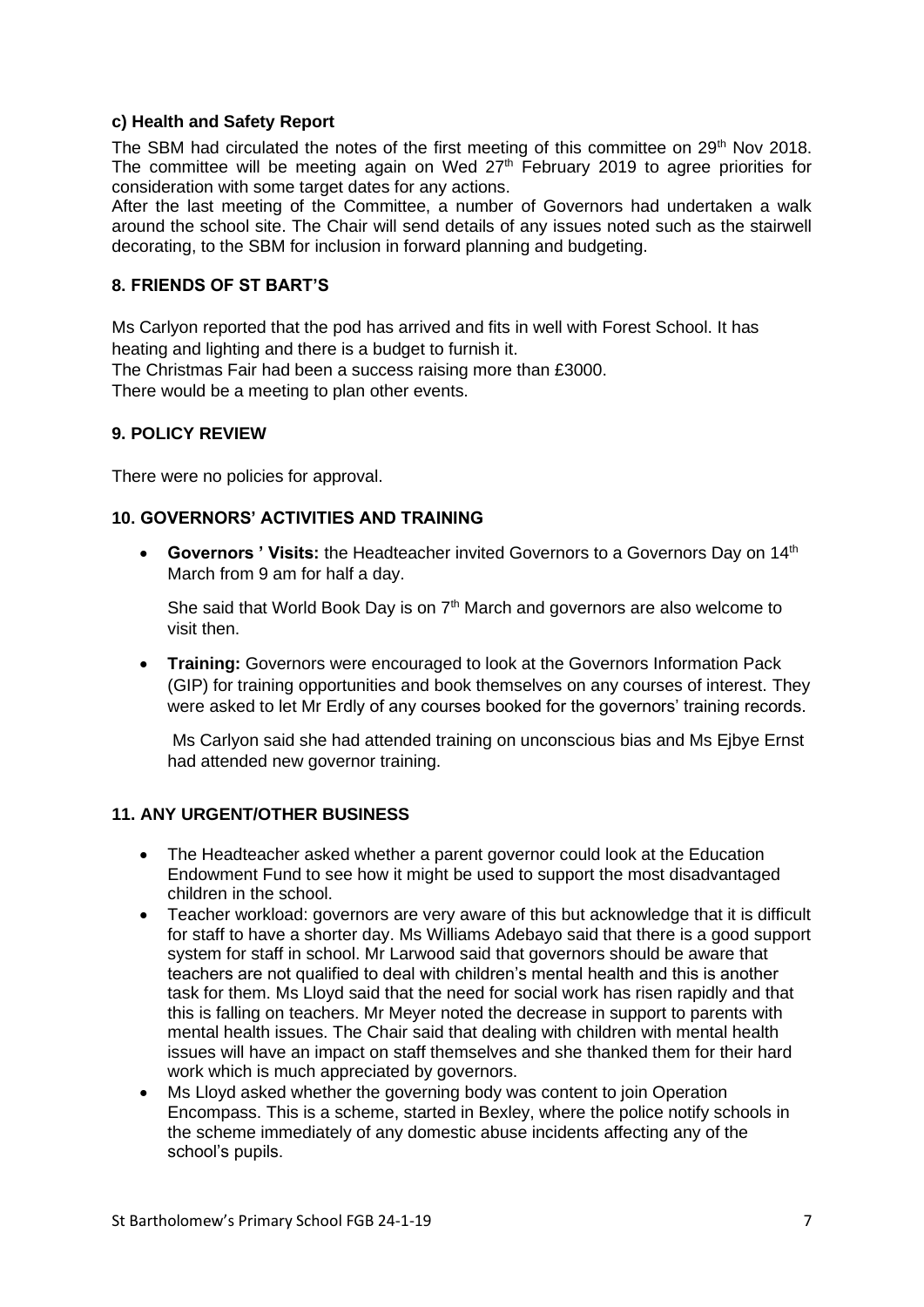### c) Health and Safety Report

The SBM had circulated the notes of the first meeting of this committee on 29th Nov 2018. The committee will be meeting again on Wed 27th February 2019 to agree priorities for consideration with some target dates for any actions.

After the last meeting of the Committee, a number of Governors had undertaken a walk around the school site. The Chair will send details of any issues noted such as the stairwell decorating, to the SBM for inclusion in forward planning and budgeting.

## 8. FRIENDS OF ST BART'S

Ms Carlyon reported that the pod has arrived and fits in well with Forest School. It has heating and lighting and there is a budget to furnish it.

The Christmas Fair had been a success raising more than £3000.

There would be a meeting to plan other events.

## 9. POLICY REVIEW

There were no policies for approval.

## 10. GOVERNORS' ACTIVITIES AND TRAINING

- **Governors ' Visits:** the Headteacher invited Governors to a Governors Day on 14th March from 9 am for half a day.

  She said that World Book Day is on 7th March and governors are also welcome to visit then.

- **Training:** Governors were encouraged to look at the Governors Information Pack (GIP) for training opportunities and book themselves on any courses of interest. They were asked to let Mr Erdly of any courses booked for the governors' training records.

  Ms Carlyon said she had attended training on unconscious bias and Ms Ejbye Ernst had attended new governor training.

## 11. ANY URGENT/OTHER BUSINESS

- The Headteacher asked whether a parent governor could look at the Education Endowment Fund to see how it might be used to support the most disadvantaged children in the school.
- Teacher workload: governors are very aware of this but acknowledge that it is difficult for staff to have a shorter day. Ms Williams Adebayo said that there is a good support system for staff in school. Mr Larwood said that governors should be aware that teachers are not qualified to deal with children's mental health and this is another task for them. Ms Lloyd said that the need for social work has risen rapidly and that this is falling on teachers. Mr Meyer noted the decrease in support to parents with mental health issues. The Chair said that dealing with children with mental health issues will have an impact on staff themselves and she thanked them for their hard work which is much appreciated by governors.
- Ms Lloyd asked whether the governing body was content to join Operation Encompass. This is a scheme, started in Bexley, where the police notify schools in the scheme immediately of any domestic abuse incidents affecting any of the school's pupils.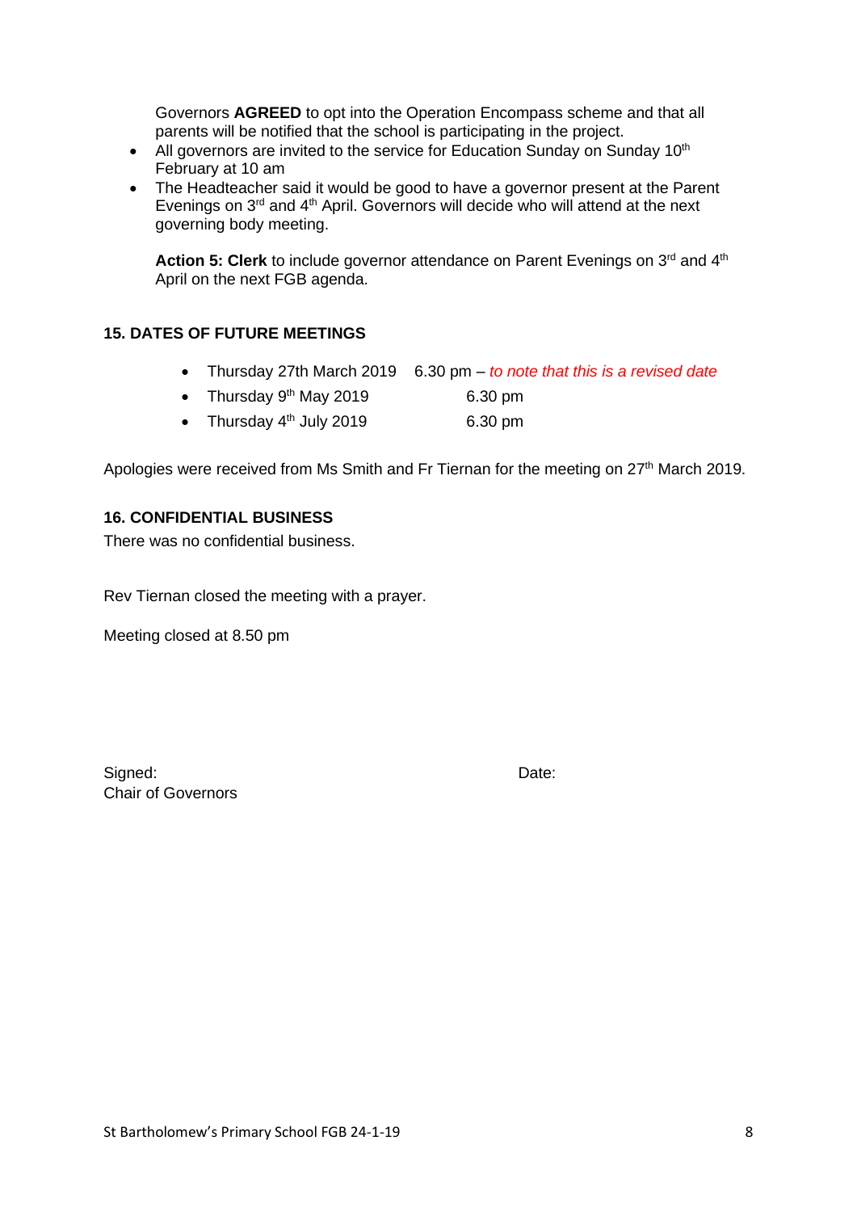Governors **AGREED** to opt into the Operation Encompass scheme and that all parents will be notified that the school is participating in the project.

- All governors are invited to the service for Education Sunday on Sunday 10th February at 10 am
- The Headteacher said it would be good to have a governor present at the Parent Evenings on 3rd and 4th April. Governors will decide who will attend at the next governing body meeting.

**Action 5: Clerk** to include governor attendance on Parent Evenings on 3rd and 4th April on the next FGB agenda.

## 15. DATES OF FUTURE MEETINGS

- Thursday 27th March 2019 6.30 pm – *to note that this is a revised date*
- Thursday 9th May 2019 6.30 pm
- Thursday 4th July 2019 6.30 pm

Apologies were received from Ms Smith and Fr Tiernan for the meeting on 27th March 2019.

## 16. CONFIDENTIAL BUSINESS

There was no confidential business.

Rev Tiernan closed the meeting with a prayer.

Meeting closed at 8.50 pm

Signed:
Chair of Governors

Date: